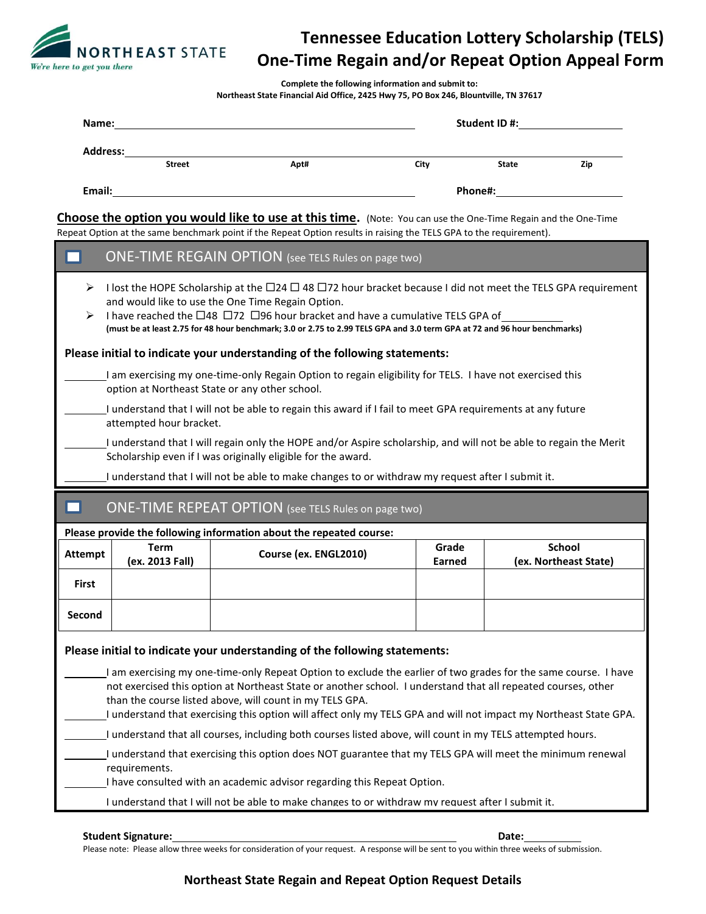NORTHEAST STATE

*We're here to get you there*

# Tennessee Education Lottery Scholarship (TELS) One-Time Regain and/or Repeat Option Appeal Form

**Complete the following information and submit to:**
**Northeast State Financial Aid Office, 2425 Hwy 75, PO Box 246, Blountville, TN 37617**

**Name:** ______________________________ **Student ID #:** ______________

**Address:** ______________________________________________
Street Apt# City State Zip

**Email:** ______________________________ **Phone#:** ______________

**Choose the option you would like to use at this time.** (Note: You can use the One-Time Regain and the One-Time Repeat Option at the same benchmark point if the Repeat Option results in raising the TELS GPA to the requirement).

## ☐ ONE-TIME REGAIN OPTION (see TELS Rules on page two)

- I lost the HOPE Scholarship at the ☐24 ☐ 48 ☐72 hour bracket because I did not meet the TELS GPA requirement and would like to use the One Time Regain Option.
- I have reached the ☐48 ☐72 ☐96 hour bracket and have a cumulative TELS GPA of__________
  **(must be at least 2.75 for 48 hour benchmark; 3.0 or 2.75 to 2.99 TELS GPA and 3.0 term GPA at 72 and 96 hour benchmarks)**

**Please initial to indicate your understanding of the following statements:**

_______I am exercising my one-time-only Regain Option to regain eligibility for TELS. I have not exercised this option at Northeast State or any other school.

_______I understand that I will not be able to regain this award if I fail to meet GPA requirements at any future attempted hour bracket.

_______I understand that I will regain only the HOPE and/or Aspire scholarship, and will not be able to regain the Merit Scholarship even if I was originally eligible for the award.

_______I understand that I will not be able to make changes to or withdraw my request after I submit it.

## ☐ ONE-TIME REPEAT OPTION (see TELS Rules on page two)

**Please provide the following information about the repeated course:**

| Attempt | Term (ex. 2013 Fall) | Course (ex. ENGL2010) | Grade Earned | School (ex. Northeast State) |
|---|---|---|---|---|
| **First** | | | | |
| **Second** | | | | |

**Please initial to indicate your understanding of the following statements:**

_______I am exercising my one-time-only Repeat Option to exclude the earlier of two grades for the same course. I have not exercised this option at Northeast State or another school. I understand that all repeated courses, other than the course listed above, will count in my TELS GPA.

_______I understand that exercising this option will affect only my TELS GPA and will not impact my Northeast State GPA.

_______I understand that all courses, including both courses listed above, will count in my TELS attempted hours.

_______I understand that exercising this option does NOT guarantee that my TELS GPA will meet the minimum renewal requirements.

_______I have consulted with an academic advisor regarding this Repeat Option.

I understand that I will not be able to make changes to or withdraw my request after I submit it.

**Student Signature:** ______________________________ **Date:** __________

Please note: Please allow three weeks for consideration of your request. A response will be sent to you within three weeks of submission.

## Northeast State Regain and Repeat Option Request Details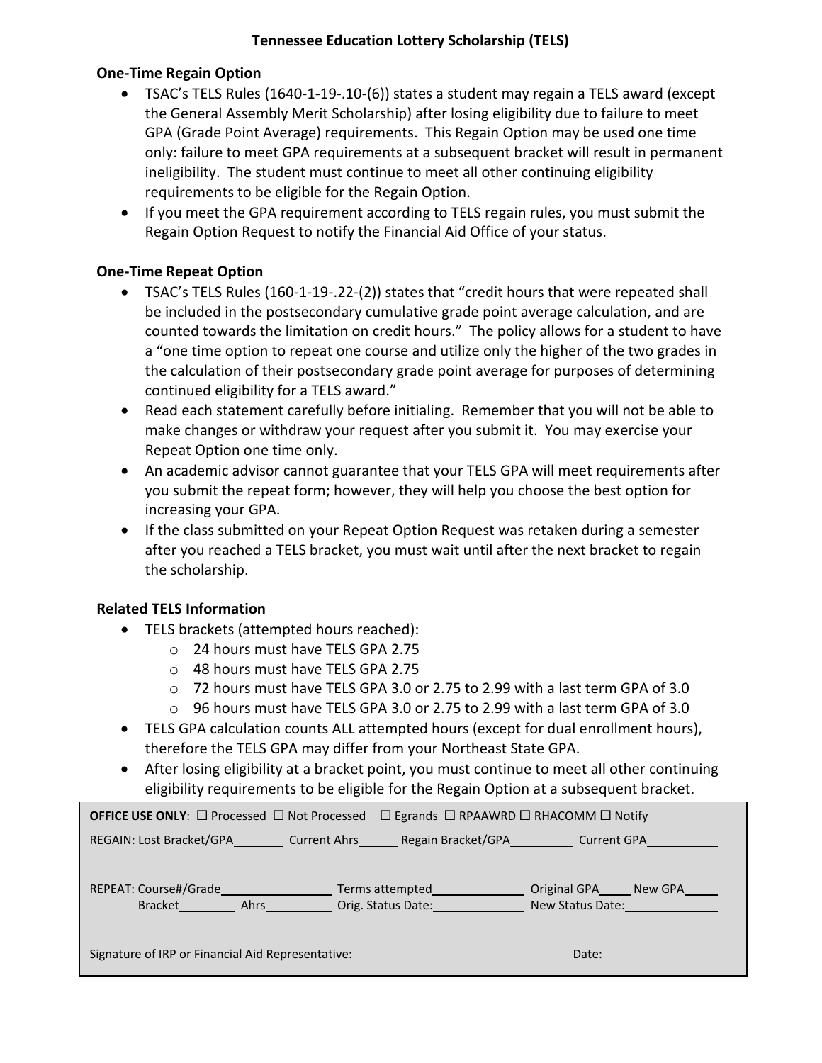## Tennessee Education Lottery Scholarship (TELS)

### One-Time Regain Option

- TSAC's TELS Rules (1640-1-19-.10-(6)) states a student may regain a TELS award (except the General Assembly Merit Scholarship) after losing eligibility due to failure to meet GPA (Grade Point Average) requirements. This Regain Option may be used one time only: failure to meet GPA requirements at a subsequent bracket will result in permanent ineligibility. The student must continue to meet all other continuing eligibility requirements to be eligible for the Regain Option.
- If you meet the GPA requirement according to TELS regain rules, you must submit the Regain Option Request to notify the Financial Aid Office of your status.

### One-Time Repeat Option

- TSAC's TELS Rules (160-1-19-.22-(2)) states that "credit hours that were repeated shall be included in the postsecondary cumulative grade point average calculation, and are counted towards the limitation on credit hours." The policy allows for a student to have a "one time option to repeat one course and utilize only the higher of the two grades in the calculation of their postsecondary grade point average for purposes of determining continued eligibility for a TELS award."
- Read each statement carefully before initialing. Remember that you will not be able to make changes or withdraw your request after you submit it. You may exercise your Repeat Option one time only.
- An academic advisor cannot guarantee that your TELS GPA will meet requirements after you submit the repeat form; however, they will help you choose the best option for increasing your GPA.
- If the class submitted on your Repeat Option Request was retaken during a semester after you reached a TELS bracket, you must wait until after the next bracket to regain the scholarship.

### Related TELS Information

- TELS brackets (attempted hours reached):
  - 24 hours must have TELS GPA 2.75
  - 48 hours must have TELS GPA 2.75
  - 72 hours must have TELS GPA 3.0 or 2.75 to 2.99 with a last term GPA of 3.0
  - 96 hours must have TELS GPA 3.0 or 2.75 to 2.99 with a last term GPA of 3.0
- TELS GPA calculation counts ALL attempted hours (except for dual enrollment hours), therefore the TELS GPA may differ from your Northeast State GPA.
- After losing eligibility at a bracket point, you must continue to meet all other continuing eligibility requirements to be eligible for the Regain Option at a subsequent bracket.

---

**OFFICE USE ONLY**: ☐ Processed ☐ Not Processed ☐ Egrands ☐ RPAAWRD ☐ RHACOMM ☐ Notify

REGAIN: Lost Bracket/GPA________ Current Ahrs______ Regain Bracket/GPA__________ Current GPA___________

REPEAT: Course#/Grade________________ Terms attempted______________ Original GPA_____ New GPA_____
Bracket_________ Ahrs__________ Orig. Status Date:______________ New Status Date:______________

Signature of IRP or Financial Aid Representative:________________________________ Date:__________